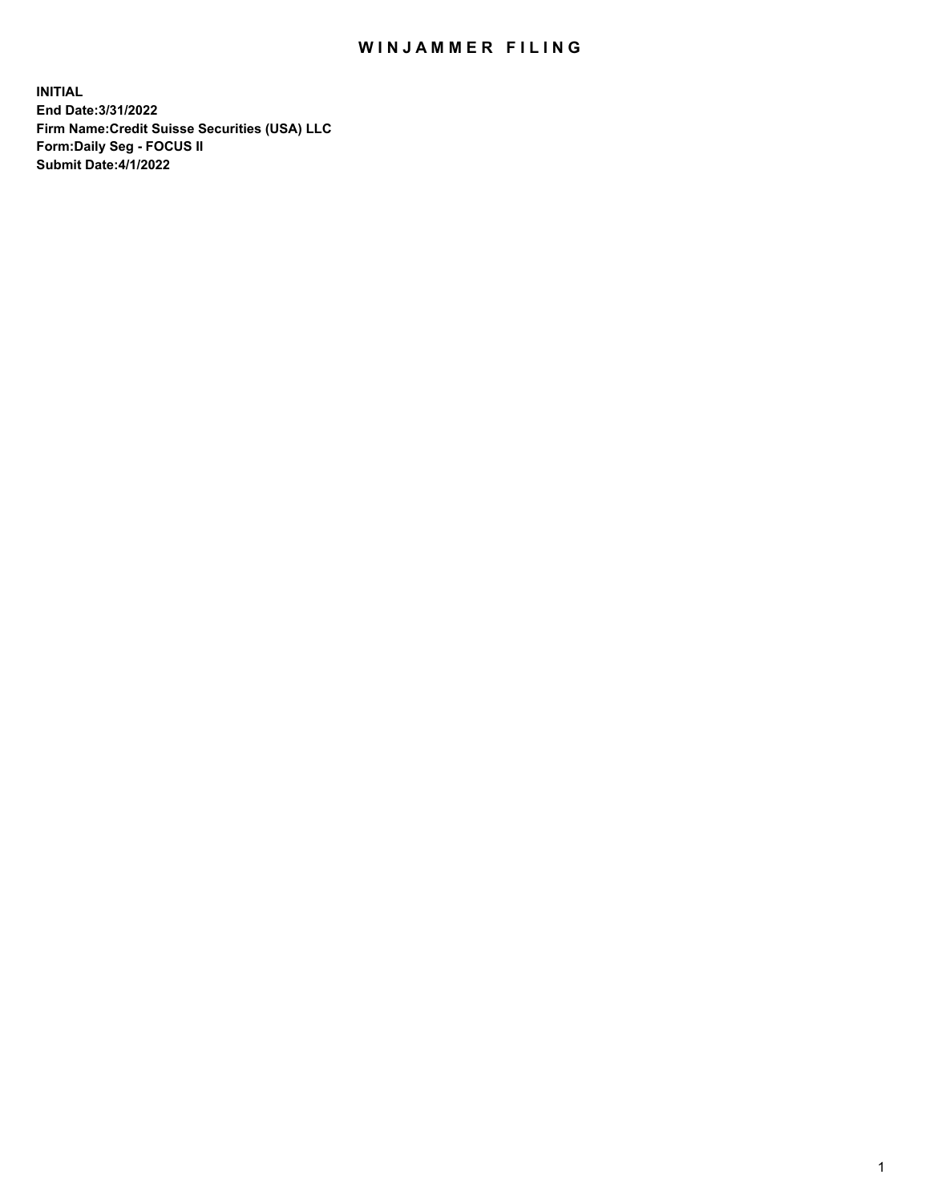# WINJAMMER FILING

**INITIAL**
**End Date:3/31/2022**
**Firm Name:Credit Suisse Securities (USA) LLC**
**Form:Daily Seg - FOCUS II**
**Submit Date:4/1/2022**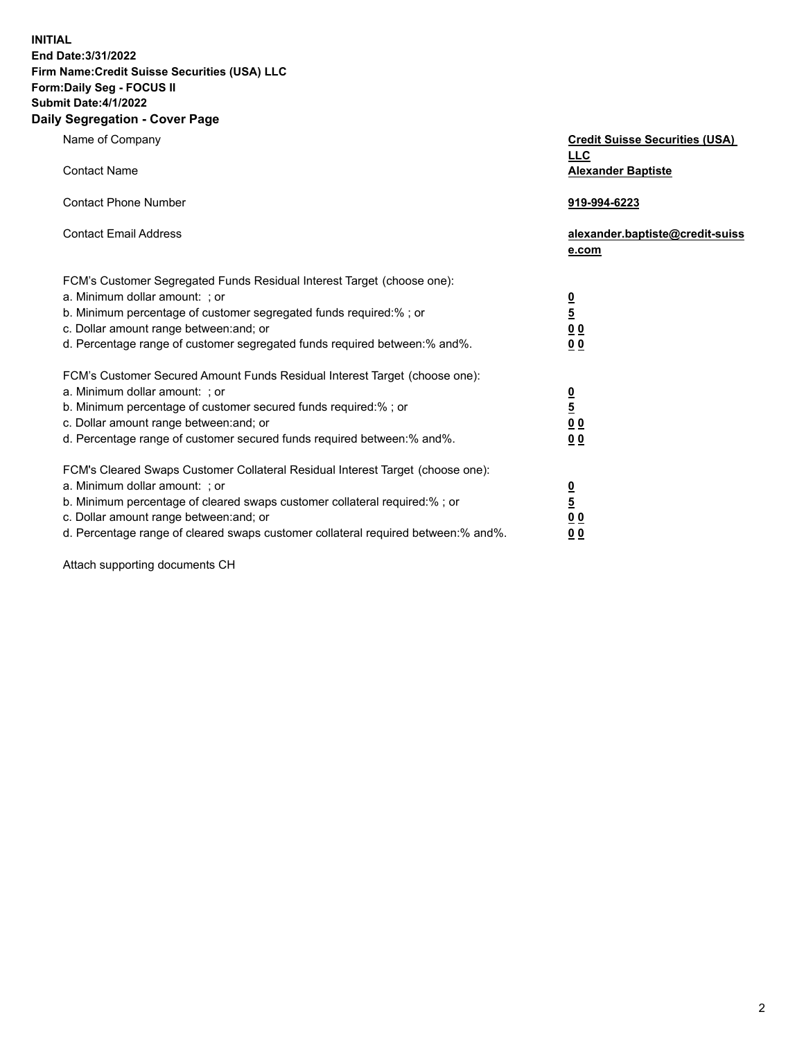**INITIAL**
**End Date:3/31/2022**
**Firm Name:Credit Suisse Securities (USA) LLC**
**Form:Daily Seg - FOCUS II**
**Submit Date:4/1/2022**

## Daily Segregation - Cover Page

| | |
|---|---|
| Name of Company | **Credit Suisse Securities (USA) LLC** |
| Contact Name | **Alexander Baptiste** |
| Contact Phone Number | **919-994-6223** |
| Contact Email Address | **alexander.baptiste@credit-suisse.com** |

FCM's Customer Segregated Funds Residual Interest Target (choose one):

| | |
|---|---|
| a. Minimum dollar amount: ; or | **0** |
| b. Minimum percentage of customer segregated funds required:% ; or | **5** |
| c. Dollar amount range between:and; or | **0 0** |
| d. Percentage range of customer segregated funds required between:% and%. | **0 0** |

FCM's Customer Secured Amount Funds Residual Interest Target (choose one):

| | |
|---|---|
| a. Minimum dollar amount: ; or | **0** |
| b. Minimum percentage of customer secured funds required:% ; or | **5** |
| c. Dollar amount range between:and; or | **0 0** |
| d. Percentage range of customer secured funds required between:% and%. | **0 0** |

FCM's Cleared Swaps Customer Collateral Residual Interest Target (choose one):

| | |
|---|---|
| a. Minimum dollar amount: ; or | **0** |
| b. Minimum percentage of cleared swaps customer collateral required:% ; or | **5** |
| c. Dollar amount range between:and; or | **0 0** |
| d. Percentage range of cleared swaps customer collateral required between:% and%. | **0 0** |

Attach supporting documents CH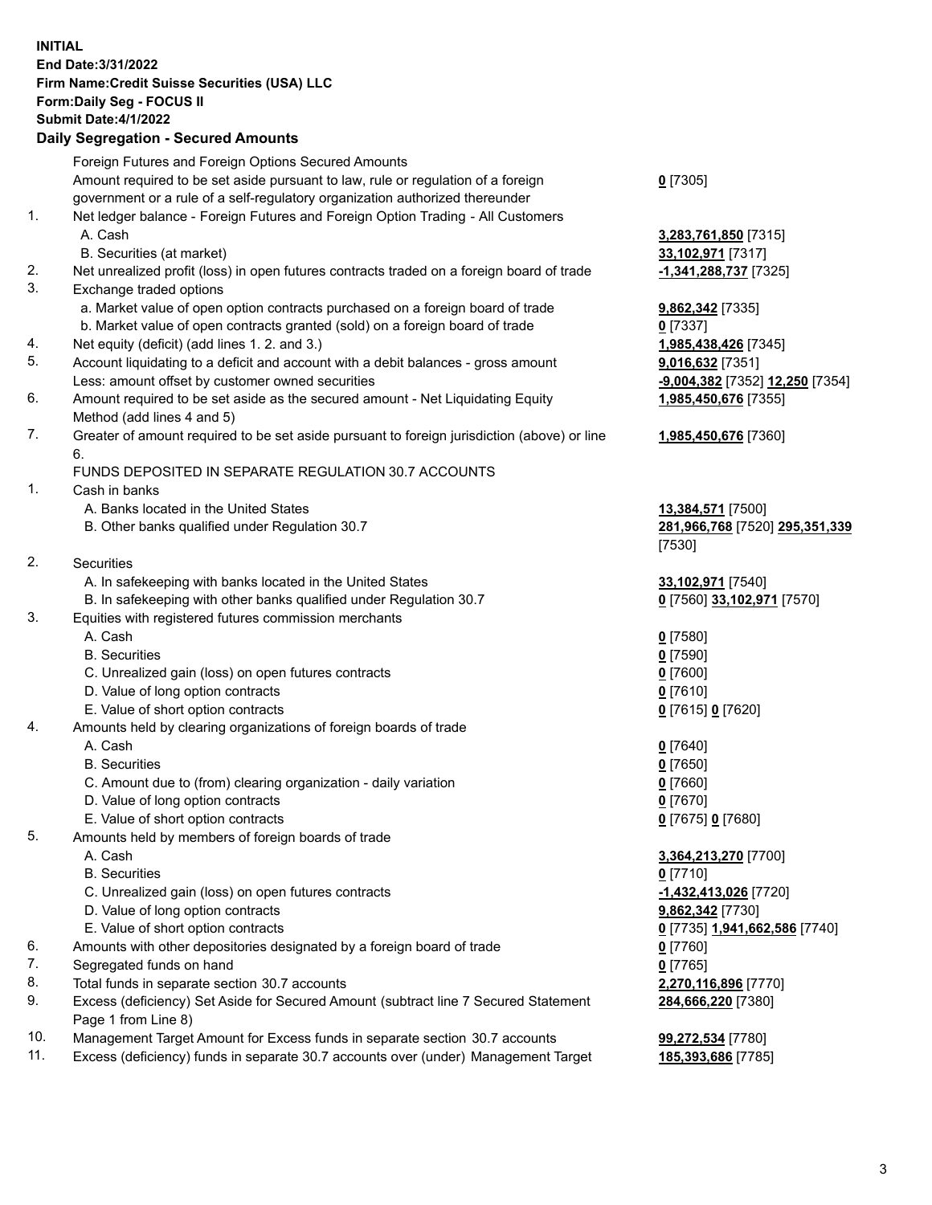**INITIAL**
**End Date:3/31/2022**
**Firm Name:Credit Suisse Securities (USA) LLC**
**Form:Daily Seg - FOCUS II**
**Submit Date:4/1/2022**

## Daily Segregation - Secured Amounts

| | | |
|---|---|---|
| | Foreign Futures and Foreign Options Secured Amounts | |
| | Amount required to be set aside pursuant to law, rule or regulation of a foreign government or a rule of a self-regulatory organization authorized thereunder | **0** [7305] |
| 1. | Net ledger balance - Foreign Futures and Foreign Option Trading - All Customers | |
| | A. Cash | **3,283,761,850** [7315] |
| | B. Securities (at market) | **33,102,971** [7317] |
| 2. | Net unrealized profit (loss) in open futures contracts traded on a foreign board of trade | **-1,341,288,737** [7325] |
| 3. | Exchange traded options | |
| | a. Market value of open option contracts purchased on a foreign board of trade | **9,862,342** [7335] |
| | b. Market value of open contracts granted (sold) on a foreign board of trade | **0** [7337] |
| 4. | Net equity (deficit) (add lines 1. 2. and 3.) | **1,985,438,426** [7345] |
| 5. | Account liquidating to a deficit and account with a debit balances - gross amount | **9,016,632** [7351] |
| | Less: amount offset by customer owned securities | **-9,004,382** [7352] **12,250** [7354] |
| 6. | Amount required to be set aside as the secured amount - Net Liquidating Equity Method (add lines 4 and 5) | **1,985,450,676** [7355] |
| 7. | Greater of amount required to be set aside pursuant to foreign jurisdiction (above) or line 6. | **1,985,450,676** [7360] |
| | FUNDS DEPOSITED IN SEPARATE REGULATION 30.7 ACCOUNTS | |
| 1. | Cash in banks | |
| | A. Banks located in the United States | **13,384,571** [7500] |
| | B. Other banks qualified under Regulation 30.7 | **281,966,768** [7520] **295,351,339** [7530] |
| 2. | Securities | |
| | A. In safekeeping with banks located in the United States | **33,102,971** [7540] |
| | B. In safekeeping with other banks qualified under Regulation 30.7 | **0** [7560] **33,102,971** [7570] |
| 3. | Equities with registered futures commission merchants | |
| | A. Cash | **0** [7580] |
| | B. Securities | **0** [7590] |
| | C. Unrealized gain (loss) on open futures contracts | **0** [7600] |
| | D. Value of long option contracts | **0** [7610] |
| | E. Value of short option contracts | **0** [7615] **0** [7620] |
| 4. | Amounts held by clearing organizations of foreign boards of trade | |
| | A. Cash | **0** [7640] |
| | B. Securities | **0** [7650] |
| | C. Amount due to (from) clearing organization - daily variation | **0** [7660] |
| | D. Value of long option contracts | **0** [7670] |
| | E. Value of short option contracts | **0** [7675] **0** [7680] |
| 5. | Amounts held by members of foreign boards of trade | |
| | A. Cash | **3,364,213,270** [7700] |
| | B. Securities | **0** [7710] |
| | C. Unrealized gain (loss) on open futures contracts | **-1,432,413,026** [7720] |
| | D. Value of long option contracts | **9,862,342** [7730] |
| | E. Value of short option contracts | **0** [7735] **1,941,662,586** [7740] |
| 6. | Amounts with other depositories designated by a foreign board of trade | **0** [7760] |
| 7. | Segregated funds on hand | **0** [7765] |
| 8. | Total funds in separate section 30.7 accounts | **2,270,116,896** [7770] |
| 9. | Excess (deficiency) Set Aside for Secured Amount (subtract line 7 Secured Statement Page 1 from Line 8) | **284,666,220** [7380] |
| 10. | Management Target Amount for Excess funds in separate section 30.7 accounts | **99,272,534** [7780] |
| 11. | Excess (deficiency) funds in separate 30.7 accounts over (under) Management Target | **185,393,686** [7785] |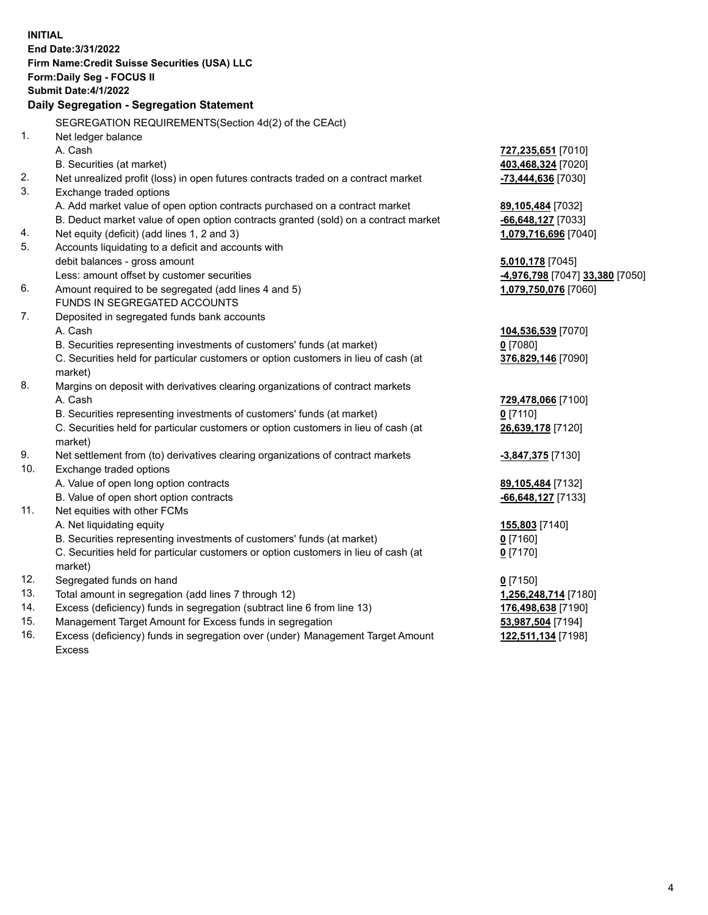**INITIAL**
**End Date:3/31/2022**
**Firm Name:Credit Suisse Securities (USA) LLC**
**Form:Daily Seg - FOCUS II**
**Submit Date:4/1/2022**

## Daily Segregation - Segregation Statement

SEGREGATION REQUIREMENTS(Section 4d(2) of the CEAct)

| | | |
|---|---|---|
| 1. | Net ledger balance | |
| | A. Cash | **727,235,651** [7010] |
| | B. Securities (at market) | **403,468,324** [7020] |
| 2. | Net unrealized profit (loss) in open futures contracts traded on a contract market | **-73,444,636** [7030] |
| 3. | Exchange traded options | |
| | A. Add market value of open option contracts purchased on a contract market | **89,105,484** [7032] |
| | B. Deduct market value of open option contracts granted (sold) on a contract market | **-66,648,127** [7033] |
| 4. | Net equity (deficit) (add lines 1, 2 and 3) | **1,079,716,696** [7040] |
| 5. | Accounts liquidating to a deficit and accounts with debit balances - gross amount | **5,010,178** [7045] |
| | Less: amount offset by customer securities | **-4,976,798** [7047] **33,380** [7050] |
| 6. | Amount required to be segregated (add lines 4 and 5) | **1,079,750,076** [7060] |
| | FUNDS IN SEGREGATED ACCOUNTS | |
| 7. | Deposited in segregated funds bank accounts | |
| | A. Cash | **104,536,539** [7070] |
| | B. Securities representing investments of customers' funds (at market) | **0** [7080] |
| | C. Securities held for particular customers or option customers in lieu of cash (at market) | **376,829,146** [7090] |
| 8. | Margins on deposit with derivatives clearing organizations of contract markets | |
| | A. Cash | **729,478,066** [7100] |
| | B. Securities representing investments of customers' funds (at market) | **0** [7110] |
| | C. Securities held for particular customers or option customers in lieu of cash (at market) | **26,639,178** [7120] |
| 9. | Net settlement from (to) derivatives clearing organizations of contract markets | **-3,847,375** [7130] |
| 10. | Exchange traded options | |
| | A. Value of open long option contracts | **89,105,484** [7132] |
| | B. Value of open short option contracts | **-66,648,127** [7133] |
| 11. | Net equities with other FCMs | |
| | A. Net liquidating equity | **155,803** [7140] |
| | B. Securities representing investments of customers' funds (at market) | **0** [7160] |
| | C. Securities held for particular customers or option customers in lieu of cash (at market) | **0** [7170] |
| 12. | Segregated funds on hand | **0** [7150] |
| 13. | Total amount in segregation (add lines 7 through 12) | **1,256,248,714** [7180] |
| 14. | Excess (deficiency) funds in segregation (subtract line 6 from line 13) | **176,498,638** [7190] |
| 15. | Management Target Amount for Excess funds in segregation | **53,987,504** [7194] |
| 16. | Excess (deficiency) funds in segregation over (under) Management Target Amount Excess | **122,511,134** [7198] |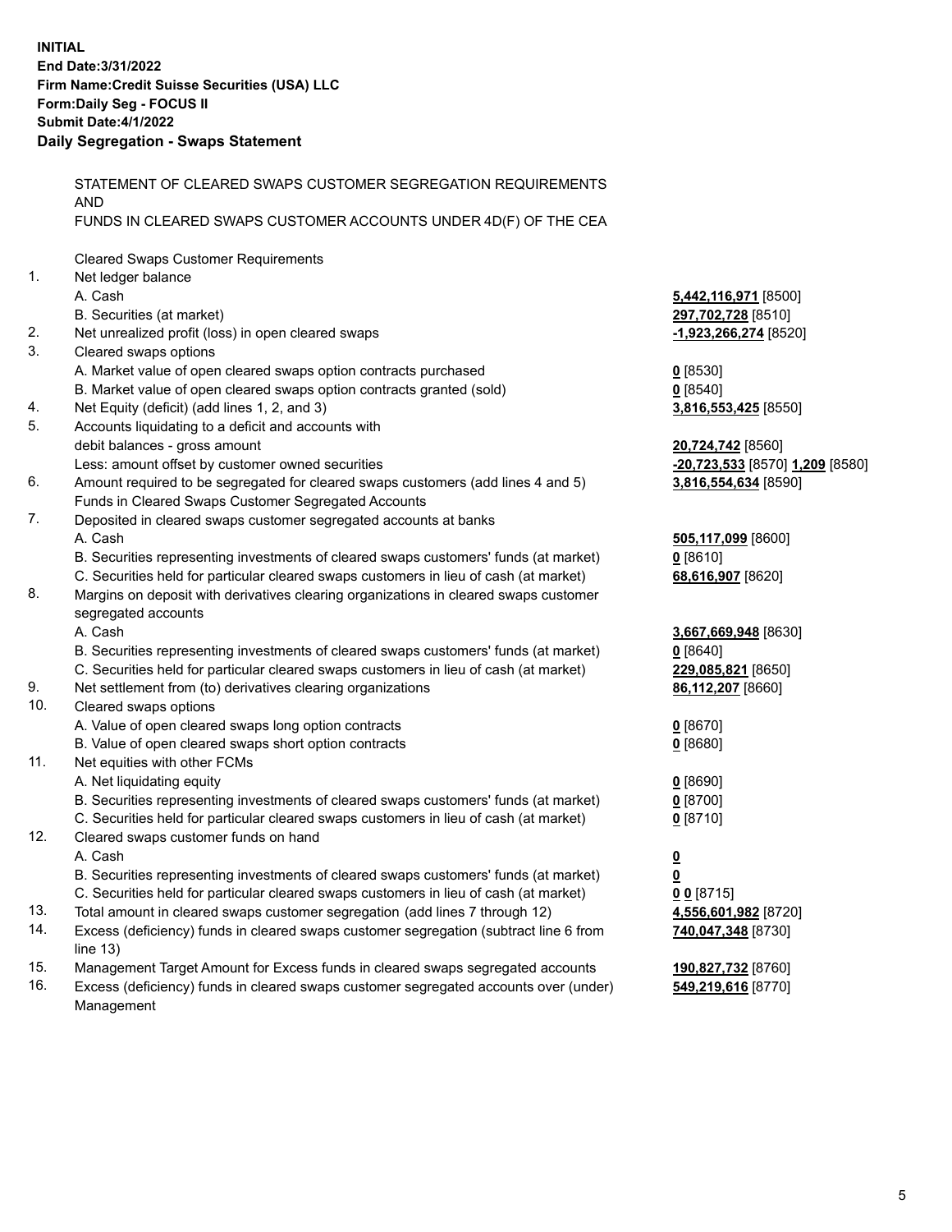**INITIAL**
**End Date:3/31/2022**
**Firm Name:Credit Suisse Securities (USA) LLC**
**Form:Daily Seg - FOCUS II**
**Submit Date:4/1/2022**
**Daily Segregation - Swaps Statement**

STATEMENT OF CLEARED SWAPS CUSTOMER SEGREGATION REQUIREMENTS AND
FUNDS IN CLEARED SWAPS CUSTOMER ACCOUNTS UNDER 4D(F) OF THE CEA

| | | |
|---|---|---|
| | Cleared Swaps Customer Requirements | |
| 1. | Net ledger balance | |
| | A. Cash | **5,442,116,971** [8500] |
| | B. Securities (at market) | **297,702,728** [8510] |
| 2. | Net unrealized profit (loss) in open cleared swaps | **-1,923,266,274** [8520] |
| 3. | Cleared swaps options | |
| | A. Market value of open cleared swaps option contracts purchased | **0** [8530] |
| | B. Market value of open cleared swaps option contracts granted (sold) | **0** [8540] |
| 4. | Net Equity (deficit) (add lines 1, 2, and 3) | **3,816,553,425** [8550] |
| 5. | Accounts liquidating to a deficit and accounts with debit balances - gross amount | **20,724,742** [8560] |
| | Less: amount offset by customer owned securities | **-20,723,533** [8570] **1,209** [8580] |
| 6. | Amount required to be segregated for cleared swaps customers (add lines 4 and 5) | **3,816,554,634** [8590] |
| | Funds in Cleared Swaps Customer Segregated Accounts | |
| 7. | Deposited in cleared swaps customer segregated accounts at banks | |
| | A. Cash | **505,117,099** [8600] |
| | B. Securities representing investments of cleared swaps customers' funds (at market) | **0** [8610] |
| | C. Securities held for particular cleared swaps customers in lieu of cash (at market) | **68,616,907** [8620] |
| 8. | Margins on deposit with derivatives clearing organizations in cleared swaps customer segregated accounts | |
| | A. Cash | **3,667,669,948** [8630] |
| | B. Securities representing investments of cleared swaps customers' funds (at market) | **0** [8640] |
| | C. Securities held for particular cleared swaps customers in lieu of cash (at market) | **229,085,821** [8650] |
| 9. | Net settlement from (to) derivatives clearing organizations | **86,112,207** [8660] |
| 10. | Cleared swaps options | |
| | A. Value of open cleared swaps long option contracts | **0** [8670] |
| | B. Value of open cleared swaps short option contracts | **0** [8680] |
| 11. | Net equities with other FCMs | |
| | A. Net liquidating equity | **0** [8690] |
| | B. Securities representing investments of cleared swaps customers' funds (at market) | **0** [8700] |
| | C. Securities held for particular cleared swaps customers in lieu of cash (at market) | **0** [8710] |
| 12. | Cleared swaps customer funds on hand | |
| | A. Cash | **0** |
| | B. Securities representing investments of cleared swaps customers' funds (at market) | **0** |
| | C. Securities held for particular cleared swaps customers in lieu of cash (at market) | **0** **0** [8715] |
| 13. | Total amount in cleared swaps customer segregation (add lines 7 through 12) | **4,556,601,982** [8720] |
| 14. | Excess (deficiency) funds in cleared swaps customer segregation (subtract line 6 from line 13) | **740,047,348** [8730] |
| 15. | Management Target Amount for Excess funds in cleared swaps segregated accounts | **190,827,732** [8760] |
| 16. | Excess (deficiency) funds in cleared swaps customer segregated accounts over (under) Management | **549,219,616** [8770] |